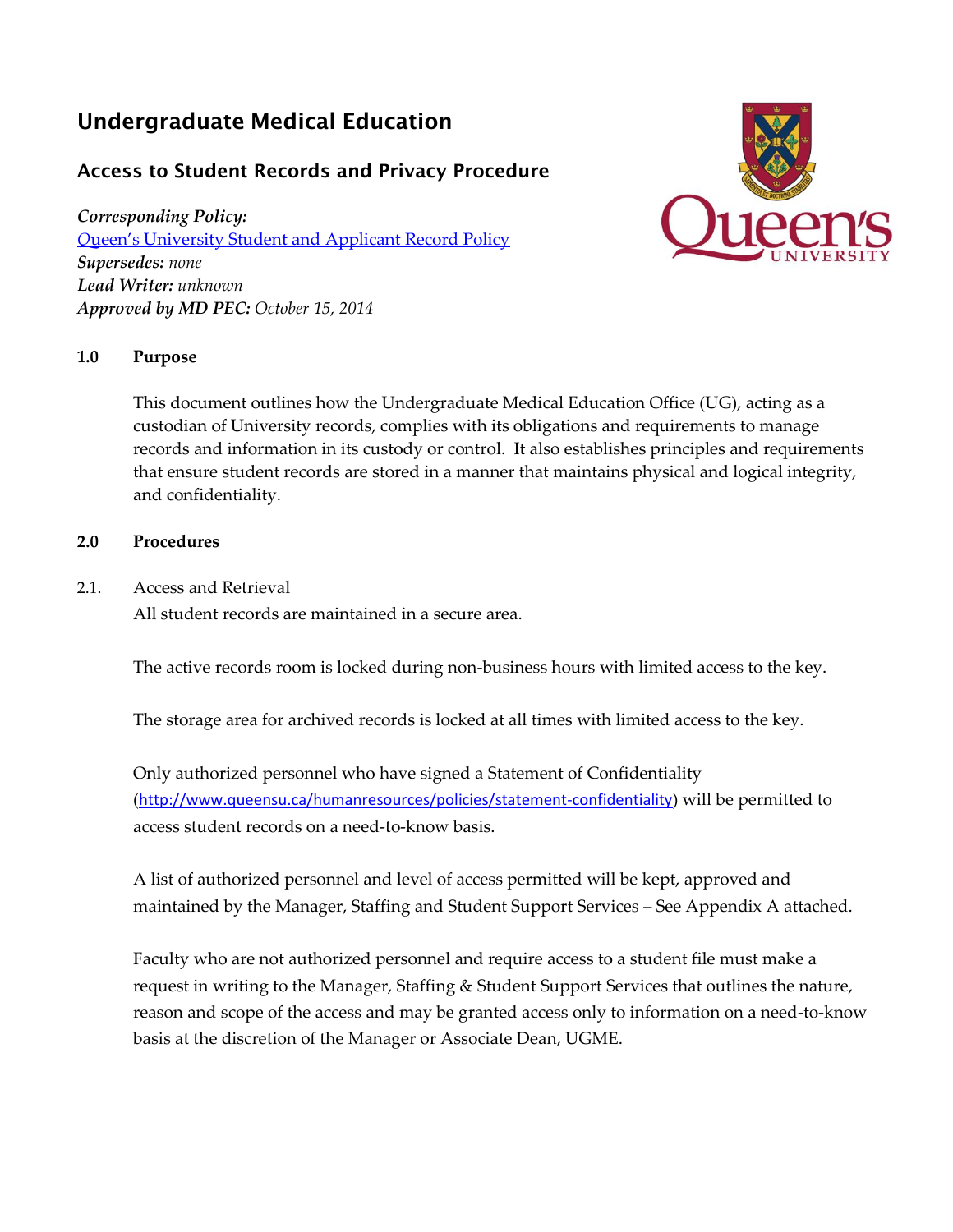# Undergraduate Medical Education

## Access to Student Records and Privacy Procedure

***Corresponding Policy:***
[Queen's University Student and Applicant Record Policy]()
***Supersedes:*** *none*
***Lead Writer:*** *unknown*
***Approved by MD PEC:*** *October 15, 2014*

### 1.0 Purpose

This document outlines how the Undergraduate Medical Education Office (UG), acting as a custodian of University records, complies with its obligations and requirements to manage records and information in its custody or control. It also establishes principles and requirements that ensure student records are stored in a manner that maintains physical and logical integrity, and confidentiality.

### 2.0 Procedures

2.1. Access and Retrieval

All student records are maintained in a secure area.

The active records room is locked during non-business hours with limited access to the key.

The storage area for archived records is locked at all times with limited access to the key.

Only authorized personnel who have signed a Statement of Confidentiality (http://www.queensu.ca/humanresources/policies/statement-confidentiality) will be permitted to access student records on a need-to-know basis.

A list of authorized personnel and level of access permitted will be kept, approved and maintained by the Manager, Staffing and Student Support Services – See Appendix A attached.

Faculty who are not authorized personnel and require access to a student file must make a request in writing to the Manager, Staffing & Student Support Services that outlines the nature, reason and scope of the access and may be granted access only to information on a need-to-know basis at the discretion of the Manager or Associate Dean, UGME.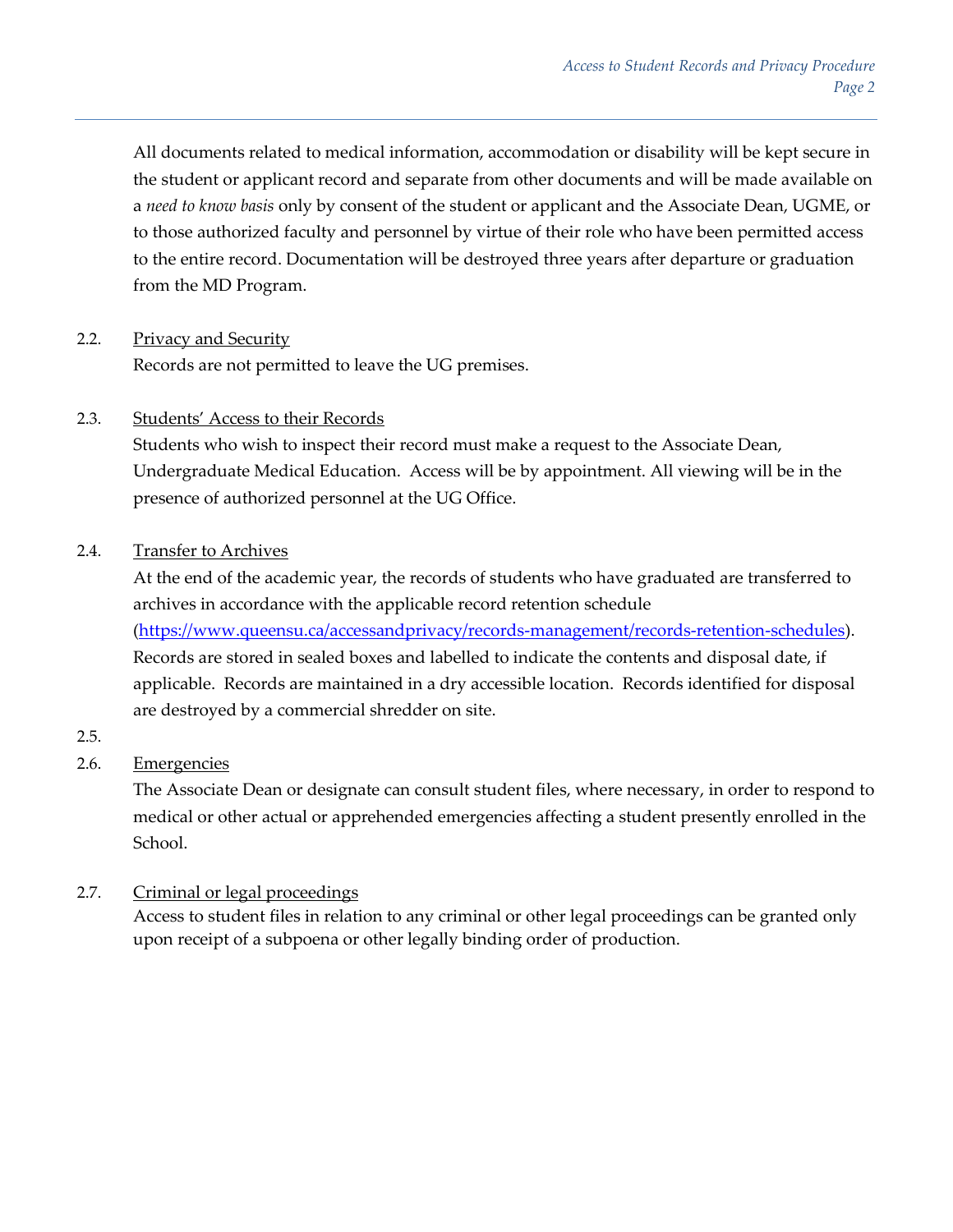All documents related to medical information, accommodation or disability will be kept secure in the student or applicant record and separate from other documents and will be made available on a *need to know basis* only by consent of the student or applicant and the Associate Dean, UGME, or to those authorized faculty and personnel by virtue of their role who have been permitted access to the entire record. Documentation will be destroyed three years after departure or graduation from the MD Program.

2.2. Privacy and Security

Records are not permitted to leave the UG premises.

2.3. Students' Access to their Records

Students who wish to inspect their record must make a request to the Associate Dean, Undergraduate Medical Education. Access will be by appointment. All viewing will be in the presence of authorized personnel at the UG Office.

2.4. Transfer to Archives

At the end of the academic year, the records of students who have graduated are transferred to archives in accordance with the applicable record retention schedule (https://www.queensu.ca/accessandprivacy/records-management/records-retention-schedules). Records are stored in sealed boxes and labelled to indicate the contents and disposal date, if applicable. Records are maintained in a dry accessible location. Records identified for disposal are destroyed by a commercial shredder on site.

2.5.

2.6. Emergencies

The Associate Dean or designate can consult student files, where necessary, in order to respond to medical or other actual or apprehended emergencies affecting a student presently enrolled in the School.

2.7. Criminal or legal proceedings

Access to student files in relation to any criminal or other legal proceedings can be granted only upon receipt of a subpoena or other legally binding order of production.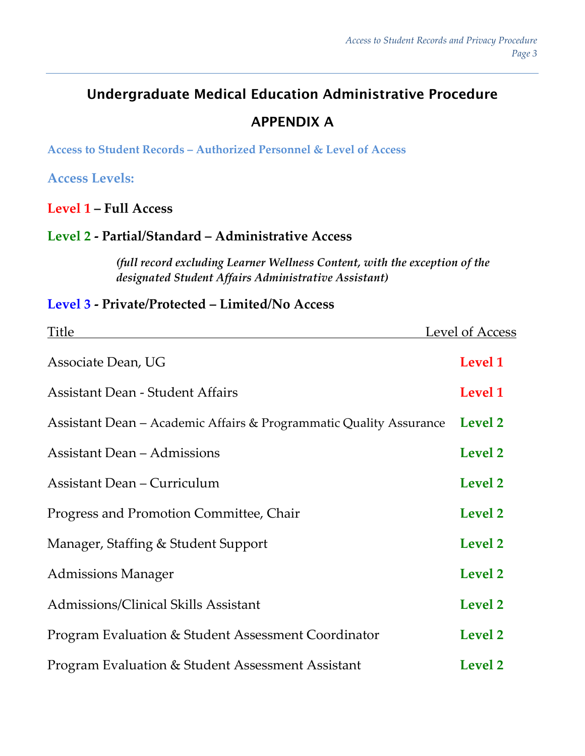## Undergraduate Medical Education Administrative Procedure

## APPENDIX A

**Access to Student Records – Authorized Personnel & Level of Access**

### Access Levels:

**Level 1 – Full Access**

**Level 2 - Partial/Standard – Administrative Access**

> ***(full record excluding Learner Wellness Content, with the exception of the designated Student Affairs Administrative Assistant)***

**Level 3 - Private/Protected – Limited/No Access**

| Title | Level of Access |
|---|---|
| Associate Dean, UG | **Level 1** |
| Assistant Dean - Student Affairs | **Level 1** |
| Assistant Dean – Academic Affairs & Programmatic Quality Assurance | **Level 2** |
| Assistant Dean – Admissions | **Level 2** |
| Assistant Dean – Curriculum | **Level 2** |
| Progress and Promotion Committee, Chair | **Level 2** |
| Manager, Staffing & Student Support | **Level 2** |
| Admissions Manager | **Level 2** |
| Admissions/Clinical Skills Assistant | **Level 2** |
| Program Evaluation & Student Assessment Coordinator | **Level 2** |
| Program Evaluation & Student Assessment Assistant | **Level 2** |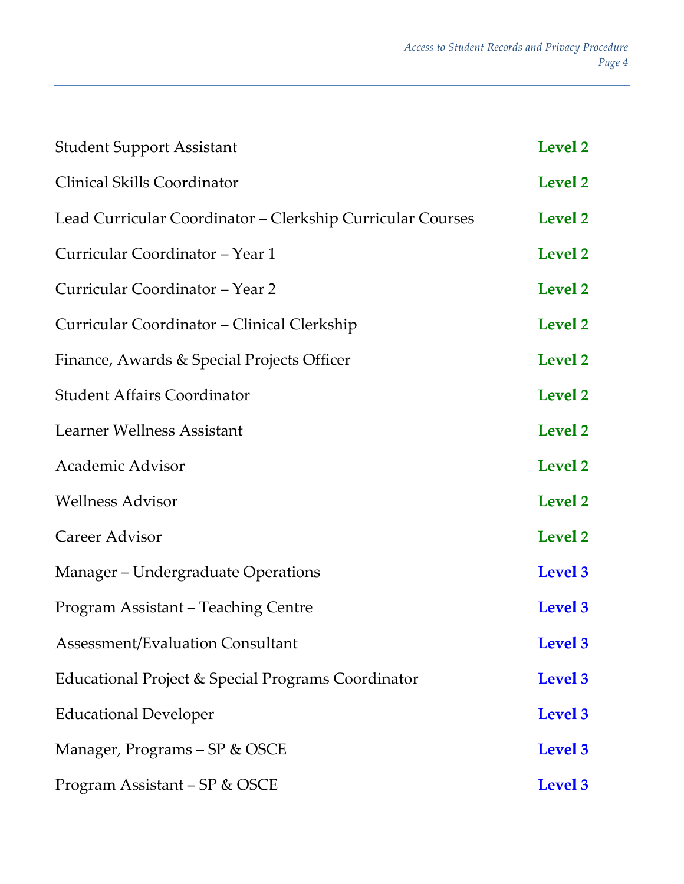| | |
|---|---|
| Student Support Assistant | **Level 2** |
| Clinical Skills Coordinator | **Level 2** |
| Lead Curricular Coordinator – Clerkship Curricular Courses | **Level 2** |
| Curricular Coordinator – Year 1 | **Level 2** |
| Curricular Coordinator – Year 2 | **Level 2** |
| Curricular Coordinator – Clinical Clerkship | **Level 2** |
| Finance, Awards & Special Projects Officer | **Level 2** |
| Student Affairs Coordinator | **Level 2** |
| Learner Wellness Assistant | **Level 2** |
| Academic Advisor | **Level 2** |
| Wellness Advisor | **Level 2** |
| Career Advisor | **Level 2** |
| Manager – Undergraduate Operations | **Level 3** |
| Program Assistant – Teaching Centre | **Level 3** |
| Assessment/Evaluation Consultant | **Level 3** |
| Educational Project & Special Programs Coordinator | **Level 3** |
| Educational Developer | **Level 3** |
| Manager, Programs – SP & OSCE | **Level 3** |
| Program Assistant – SP & OSCE | **Level 3** |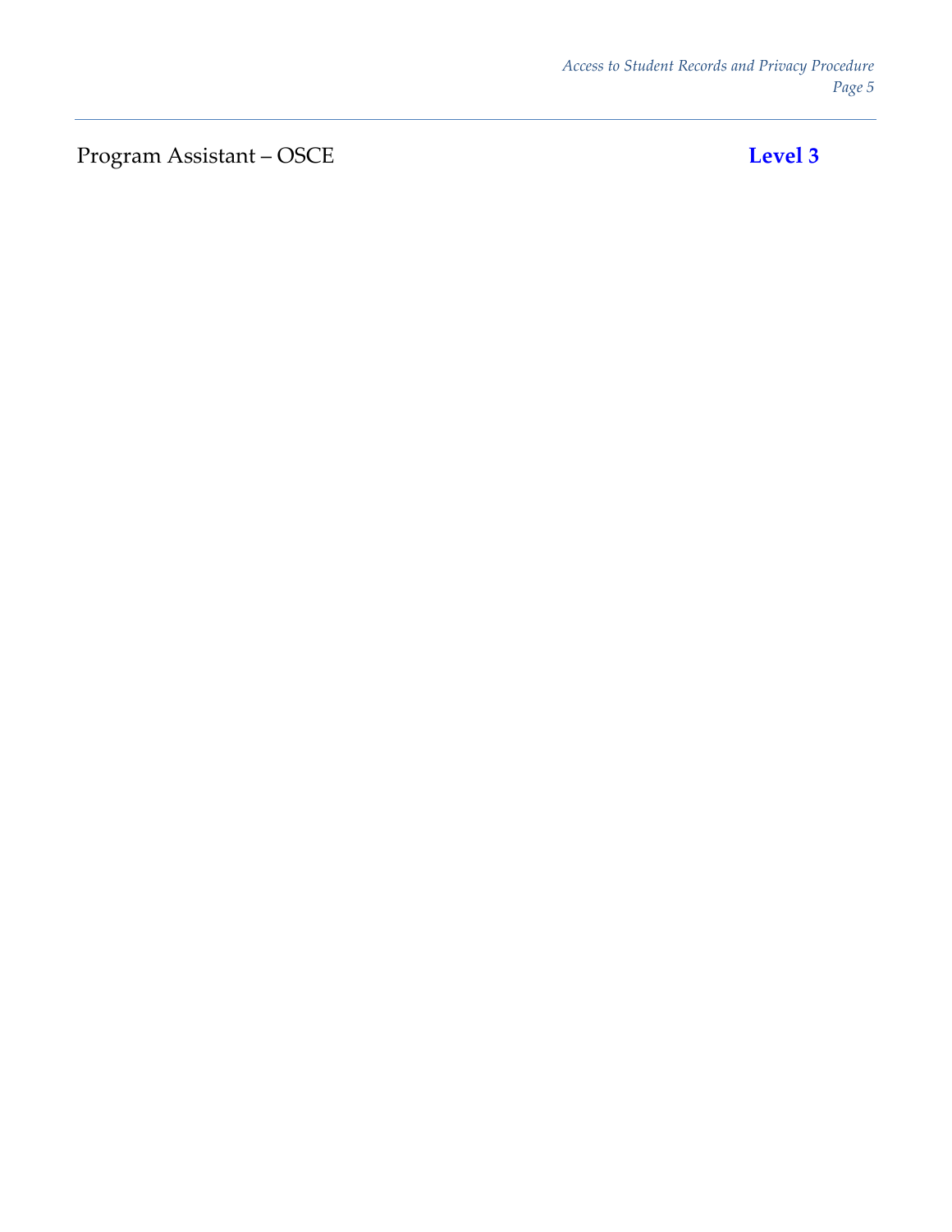| | |
|---|---|
| Program Assistant – OSCE | **Level 3** |